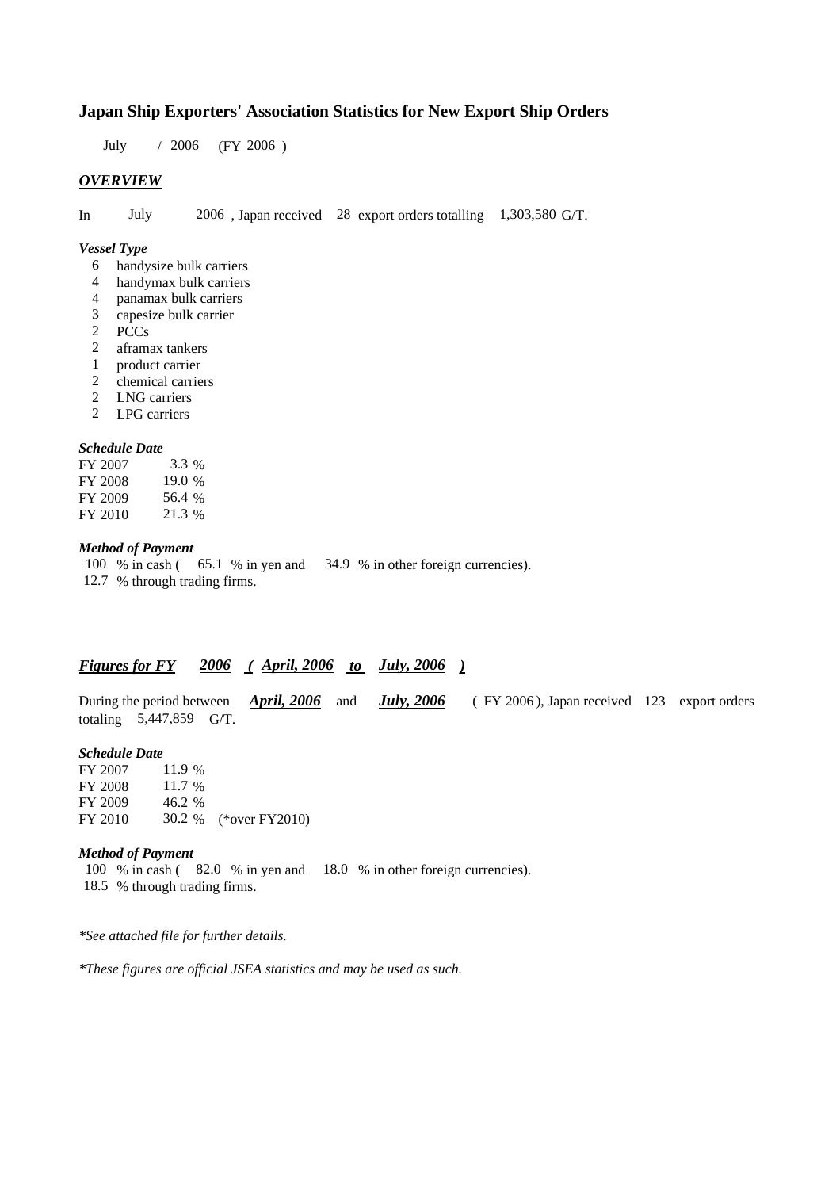# Japan Ship Exporters' Association Statistics for New Export Ship Orders

July / 2006 (FY 2006 )

## ***OVERVIEW***

In July 2006 , Japan received 28 export orders totalling 1,303,580 G/T.

### *Vessel Type*

- 6 handysize bulk carriers
- 4 handymax bulk carriers
- 4 panamax bulk carriers
- 3 capesize bulk carrier
- 2 PCCs
- 2 aframax tankers
- 1 product carrier
- 2 chemical carriers
- 2 LNG carriers
- 2 LPG carriers

### *Schedule Date*

| | |
|---|---|
| FY 2007 | 3.3 % |
| FY 2008 | 19.0 % |
| FY 2009 | 56.4 % |
| FY 2010 | 21.3 % |

### *Method of Payment*

100 % in cash ( 65.1 % in yen and 34.9 % in other foreign currencies).
12.7 % through trading firms.

## ***Figures for FY 2006 ( April, 2006 to July, 2006 )***

During the period between ***April, 2006*** and ***July, 2006*** ( FY 2006 ), Japan received 123 export orders totaling 5,447,859 G/T.

### *Schedule Date*

| | | |
|---|---|---|
| FY 2007 | 11.9 % | |
| FY 2008 | 11.7 % | |
| FY 2009 | 46.2 % | |
| FY 2010 | 30.2 % | (*over FY2010) |

### *Method of Payment*

100 % in cash ( 82.0 % in yen and 18.0 % in other foreign currencies).
18.5 % through trading firms.

*\*See attached file for further details.*

*\*These figures are official JSEA statistics and may be used as such.*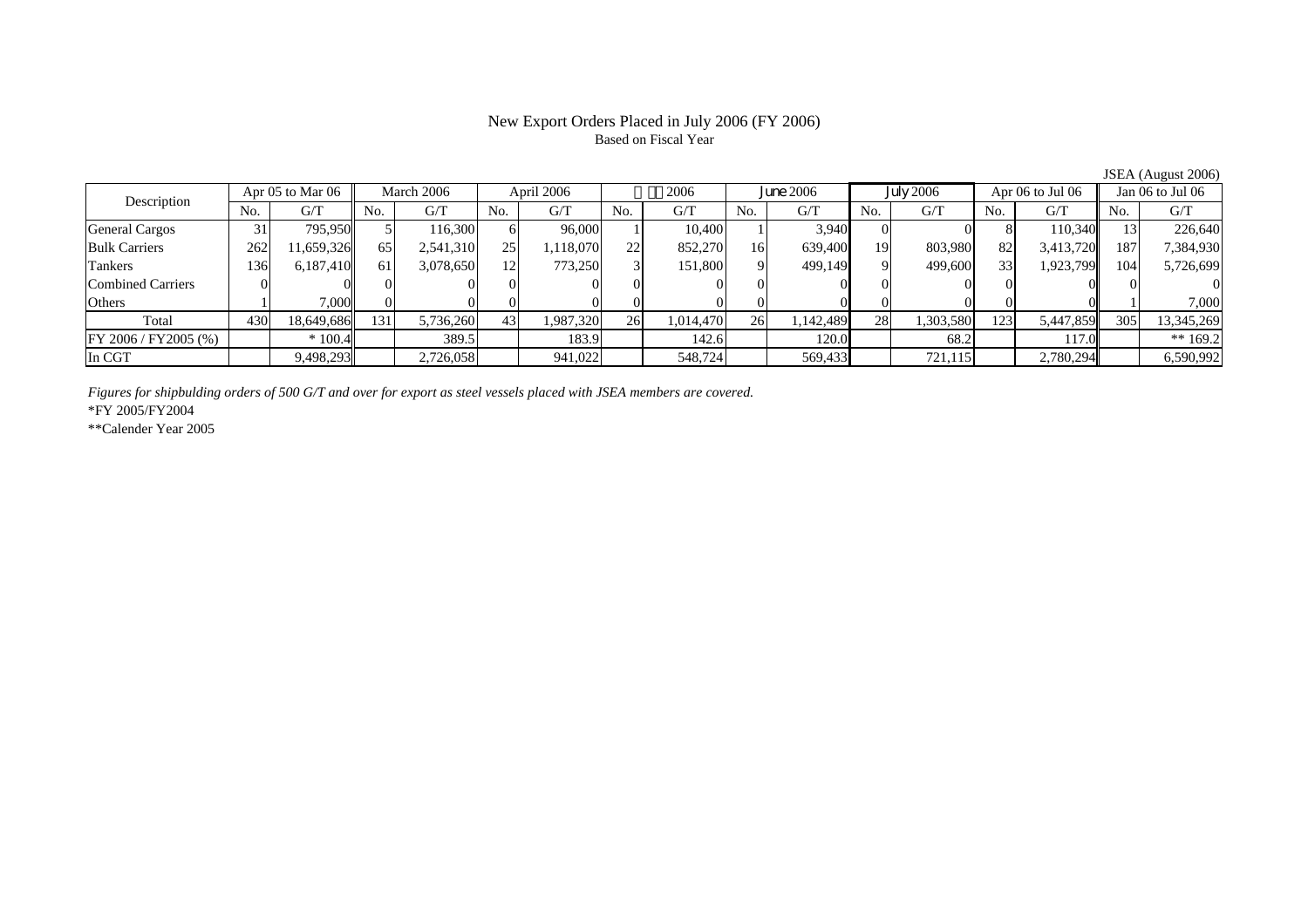# New Export Orders Placed in July 2006 (FY 2006)
Based on Fiscal Year

JSEA (August 2006)

| Description | Apr 05 to Mar 06 | | March 2006 | | April 2006 | | 2006 | | June 2006 | | July 2006 | | Apr 06 to Jul 06 | | Jan 06 to Jul 06 | |
|---|---|---|---|---|---|---|---|---|---|---|---|---|---|---|---|---|
| | No. | G/T | No. | G/T | No. | G/T | No. | G/T | No. | G/T | No. | G/T | No. | G/T | No. | G/T |
| General Cargos | 31 | 795,950 | 5 | 116,300 | 6 | 96,000 | 1 | 10,400 | 1 | 3,940 | 0 | 0 | 8 | 110,340 | 13 | 226,640 |
| Bulk Carriers | 262 | 11,659,326 | 65 | 2,541,310 | 25 | 1,118,070 | 22 | 852,270 | 16 | 639,400 | 19 | 803,980 | 82 | 3,413,720 | 187 | 7,384,930 |
| Tankers | 136 | 6,187,410 | 61 | 3,078,650 | 12 | 773,250 | 3 | 151,800 | 9 | 499,149 | 9 | 499,600 | 33 | 1,923,799 | 104 | 5,726,699 |
| Combined Carriers | 0 | 0 | 0 | 0 | 0 | 0 | 0 | 0 | 0 | 0 | 0 | 0 | 0 | 0 | 0 | 0 |
| Others | 1 | 7,000 | 0 | 0 | 0 | 0 | 0 | 0 | 0 | 0 | 0 | 0 | 0 | 0 | 1 | 7,000 |
| Total | 430 | 18,649,686 | 131 | 5,736,260 | 43 | 1,987,320 | 26 | 1,014,470 | 26 | 1,142,489 | 28 | 1,303,580 | 123 | 5,447,859 | 305 | 13,345,269 |
| FY 2006 / FY2005 (%) | | * 100.4 | | 389.5 | | 183.9 | | 142.6 | | 120.0 | | 68.2 | | 117.0 | | ** 169.2 |
| In CGT | | 9,498,293 | | 2,726,058 | | 941,022 | | 548,724 | | 569,433 | | 721,115 | | 2,780,294 | | 6,590,992 |

*Figures for shipbulding orders of 500 G/T and over for export as steel vessels placed with JSEA members are covered.*

*FY 2005/FY2004

**Calender Year 2005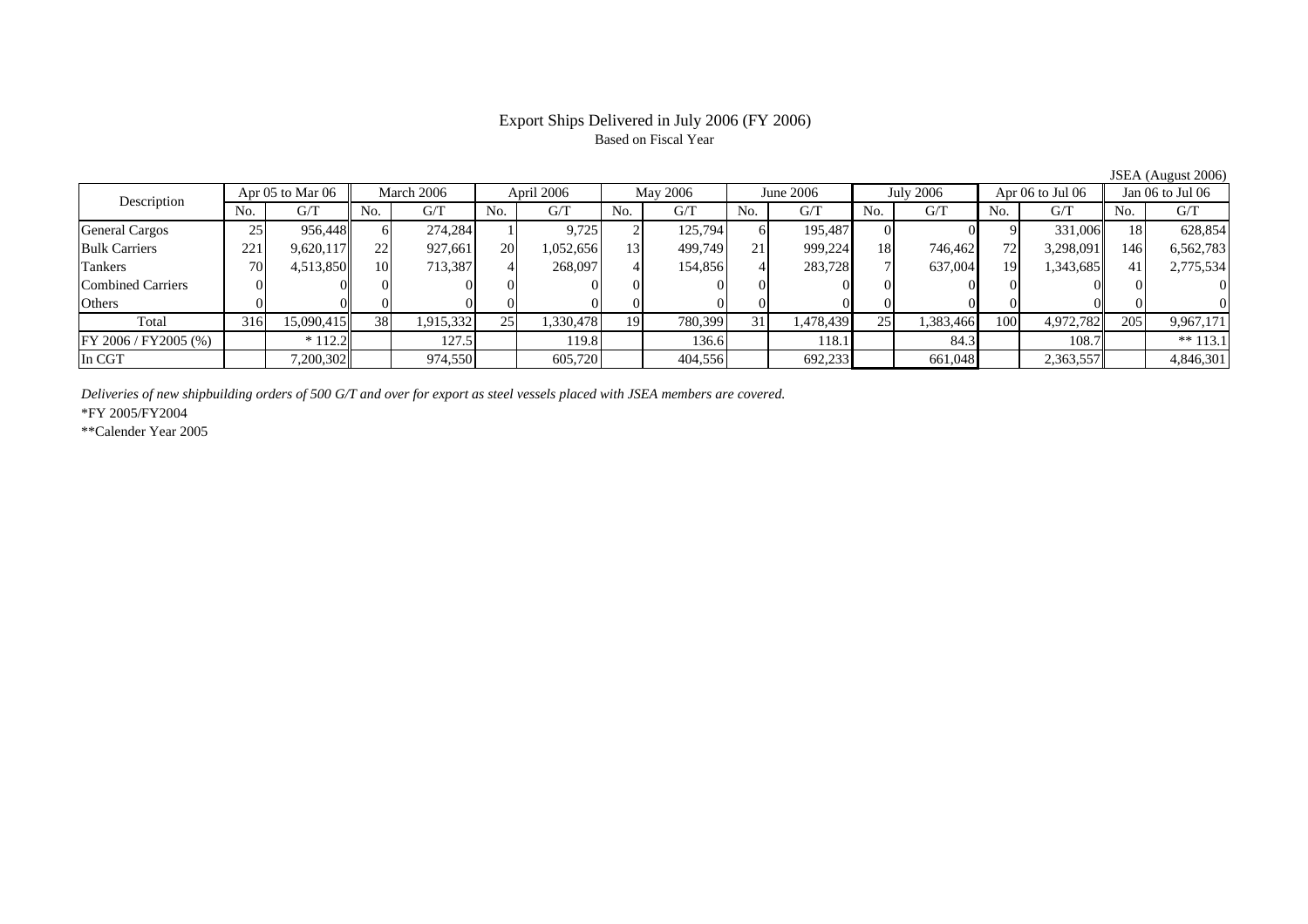# Export Ships Delivered in July 2006 (FY 2006)

Based on Fiscal Year

JSEA (August 2006)

| Description | Apr 05 to Mar 06 | | March 2006 | | April 2006 | | May 2006 | | June 2006 | | July 2006 | | Apr 06 to Jul 06 | | Jan 06 to Jul 06 | |
|---|---|---|---|---|---|---|---|---|---|---|---|---|---|---|---|---|
| | No. | G/T | No. | G/T | No. | G/T | No. | G/T | No. | G/T | No. | G/T | No. | G/T | No. | G/T |
| General Cargos | 25 | 956,448 | 6 | 274,284 | 1 | 9,725 | 2 | 125,794 | 6 | 195,487 | 0 | 0 | 9 | 331,006 | 18 | 628,854 |
| Bulk Carriers | 221 | 9,620,117 | 22 | 927,661 | 20 | 1,052,656 | 13 | 499,749 | 21 | 999,224 | 18 | 746,462 | 72 | 3,298,091 | 146 | 6,562,783 |
| Tankers | 70 | 4,513,850 | 10 | 713,387 | 4 | 268,097 | 4 | 154,856 | 4 | 283,728 | 7 | 637,004 | 19 | 1,343,685 | 41 | 2,775,534 |
| Combined Carriers | 0 | 0 | 0 | 0 | 0 | 0 | 0 | 0 | 0 | 0 | 0 | 0 | 0 | 0 | 0 | 0 |
| Others | 0 | 0 | 0 | 0 | 0 | 0 | 0 | 0 | 0 | 0 | 0 | 0 | 0 | 0 | 0 | 0 |
| Total | 316 | 15,090,415 | 38 | 1,915,332 | 25 | 1,330,478 | 19 | 780,399 | 31 | 1,478,439 | 25 | 1,383,466 | 100 | 4,972,782 | 205 | 9,967,171 |
| FY 2006 / FY2005 (%) | | * 112.2 | | 127.5 | | 119.8 | | 136.6 | | 118.1 | | 84.3 | | 108.7 | | ** 113.1 |
| In CGT | | 7,200,302 | | 974,550 | | 605,720 | | 404,556 | | 692,233 | | 661,048 | | 2,363,557 | | 4,846,301 |

*Deliveries of new shipbuilding orders of 500 G/T and over for export as steel vessels placed with JSEA members are covered.*

*FY 2005/FY2004

**Calender Year 2005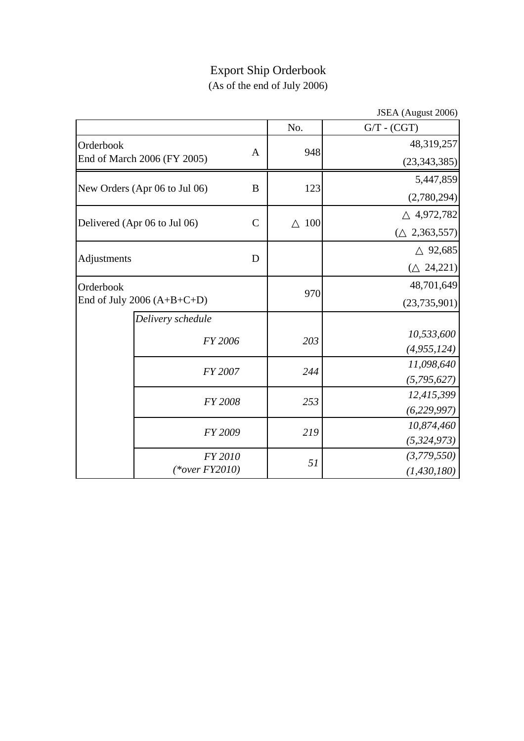# Export Ship Orderbook

(As of the end of July 2006)

JSEA (August 2006)

| | | | No. | G/T - (CGT) |
|---|---|---|---|---|
| Orderbook<br>End of March 2006 (FY 2005) | | A | 948 | 48,319,257<br>(23,343,385) |
| New Orders (Apr 06 to Jul 06) | | B | 123 | 5,447,859<br>(2,780,294) |
| Delivered (Apr 06 to Jul 06) | | C | △ 100 | △ 4,972,782<br>(△ 2,363,557) |
| Adjustments | | D | | △ 92,685<br>(△ 24,221) |
| Orderbook<br>End of July 2006 (A+B+C+D) | | | 970 | 48,701,649<br>(23,735,901) |
| | *Delivery schedule*<br>*FY 2006* | | *203* | *10,533,600*<br>*(4,955,124)* |
| | *FY 2007* | | *244* | *11,098,640*<br>*(5,795,627)* |
| | *FY 2008* | | *253* | *12,415,399*<br>*(6,229,997)* |
| | *FY 2009* | | *219* | *10,874,460*<br>*(5,324,973)* |
| | *FY 2010*<br>*(\*over FY2010)* | | *51* | *(3,779,550)*<br>*(1,430,180)* |